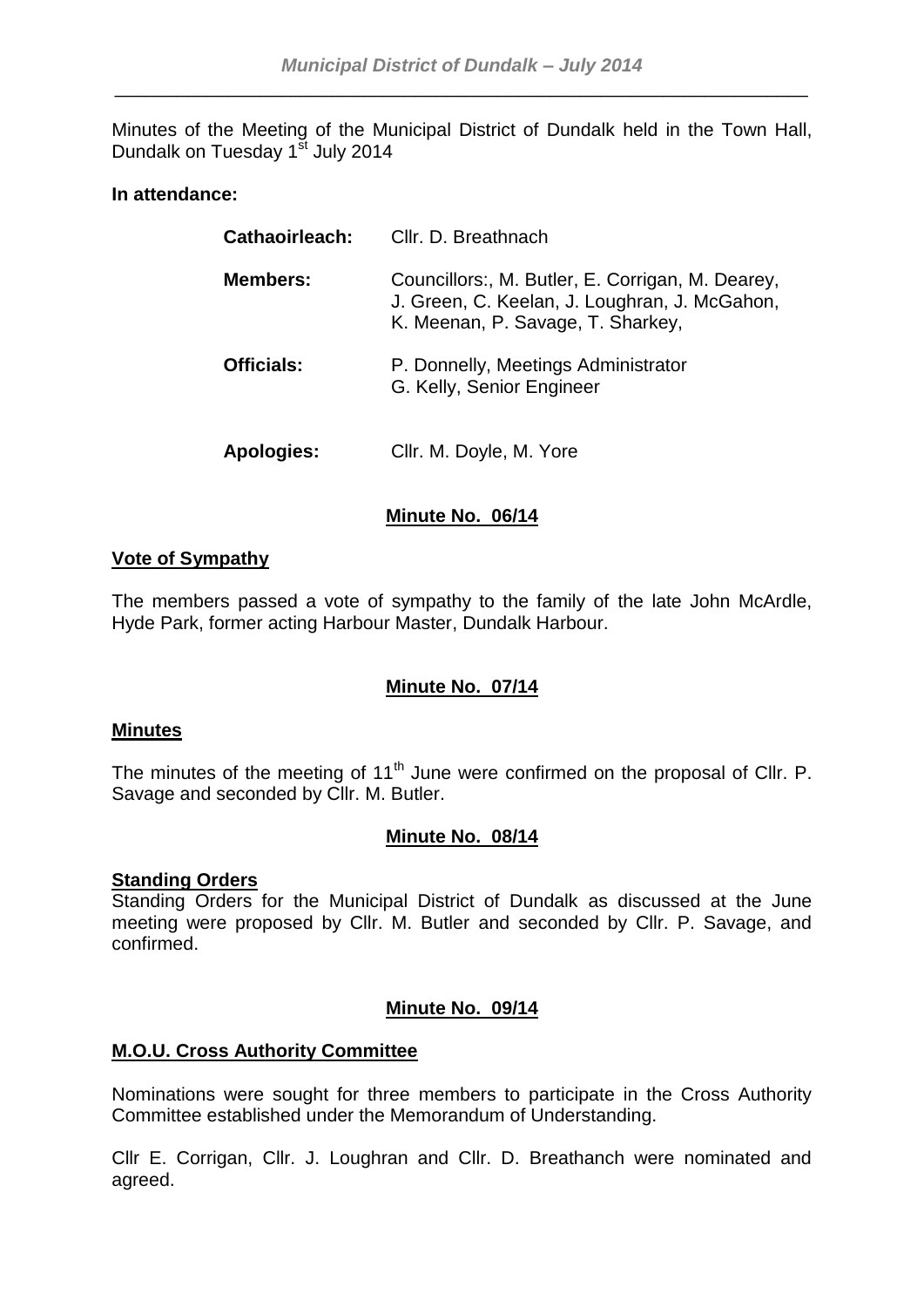Minutes of the Meeting of the Municipal District of Dundalk held in the Town Hall, Dundalk on Tuesday 1st July 2014

**In attendance:**

| | |
|---|---|
| **Cathaoirleach:** | Cllr. D. Breathnach |
| **Members:** | Councillors:, M. Butler, E. Corrigan, M. Dearey, J. Green, C. Keelan, J. Loughran, J. McGahon, K. Meenan, P. Savage, T. Sharkey, |
| **Officials:** | P. Donnelly, Meetings Administrator<br>G. Kelly, Senior Engineer |
| **Apologies:** | Cllr. M. Doyle, M. Yore |

**Minute No. 06/14**

**Vote of Sympathy**

The members passed a vote of sympathy to the family of the late John McArdle, Hyde Park, former acting Harbour Master, Dundalk Harbour.

**Minute No. 07/14**

**Minutes**

The minutes of the meeting of 11th June were confirmed on the proposal of Cllr. P. Savage and seconded by Cllr. M. Butler.

**Minute No. 08/14**

**Standing Orders**

Standing Orders for the Municipal District of Dundalk as discussed at the June meeting were proposed by Cllr. M. Butler and seconded by Cllr. P. Savage, and confirmed.

**Minute No. 09/14**

**M.O.U. Cross Authority Committee**

Nominations were sought for three members to participate in the Cross Authority Committee established under the Memorandum of Understanding.

Cllr E. Corrigan, Cllr. J. Loughran and Cllr. D. Breathanch were nominated and agreed.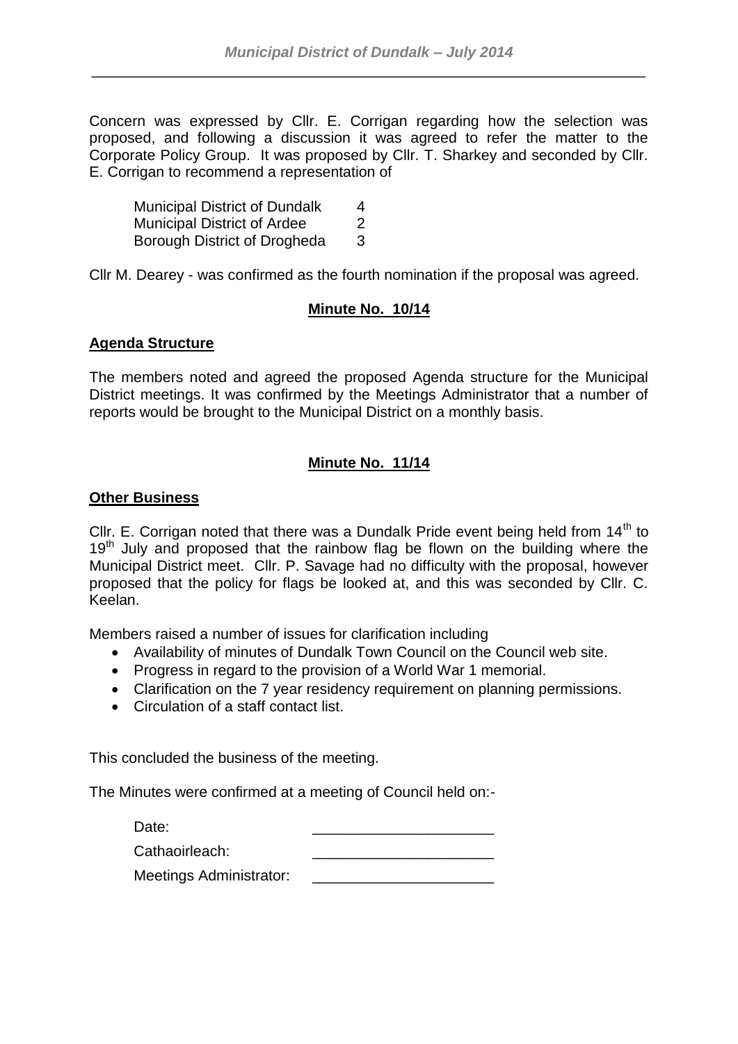Concern was expressed by Cllr. E. Corrigan regarding how the selection was proposed, and following a discussion it was agreed to refer the matter to the Corporate Policy Group. It was proposed by Cllr. T. Sharkey and seconded by Cllr. E. Corrigan to recommend a representation of

| | |
|---|---|
| Municipal District of Dundalk | 4 |
| Municipal District of Ardee | 2 |
| Borough District of Drogheda | 3 |

Cllr M. Dearey - was confirmed as the fourth nomination if the proposal was agreed.

**Minute No. 10/14**

**Agenda Structure**

The members noted and agreed the proposed Agenda structure for the Municipal District meetings. It was confirmed by the Meetings Administrator that a number of reports would be brought to the Municipal District on a monthly basis.

**Minute No. 11/14**

**Other Business**

Cllr. E. Corrigan noted that there was a Dundalk Pride event being held from 14th to 19th July and proposed that the rainbow flag be flown on the building where the Municipal District meet. Cllr. P. Savage had no difficulty with the proposal, however proposed that the policy for flags be looked at, and this was seconded by Cllr. C. Keelan.

Members raised a number of issues for clarification including

- Availability of minutes of Dundalk Town Council on the Council web site.
- Progress in regard to the provision of a World War 1 memorial.
- Clarification on the 7 year residency requirement on planning permissions.
- Circulation of a staff contact list.

This concluded the business of the meeting.

The Minutes were confirmed at a meeting of Council held on:-

Date: \_\_\_\_\_\_\_\_\_\_\_\_\_\_\_\_\_\_\_\_\_\_

Cathaoirleach: \_\_\_\_\_\_\_\_\_\_\_\_\_\_\_\_\_\_\_\_\_\_

Meetings Administrator: \_\_\_\_\_\_\_\_\_\_\_\_\_\_\_\_\_\_\_\_\_\_